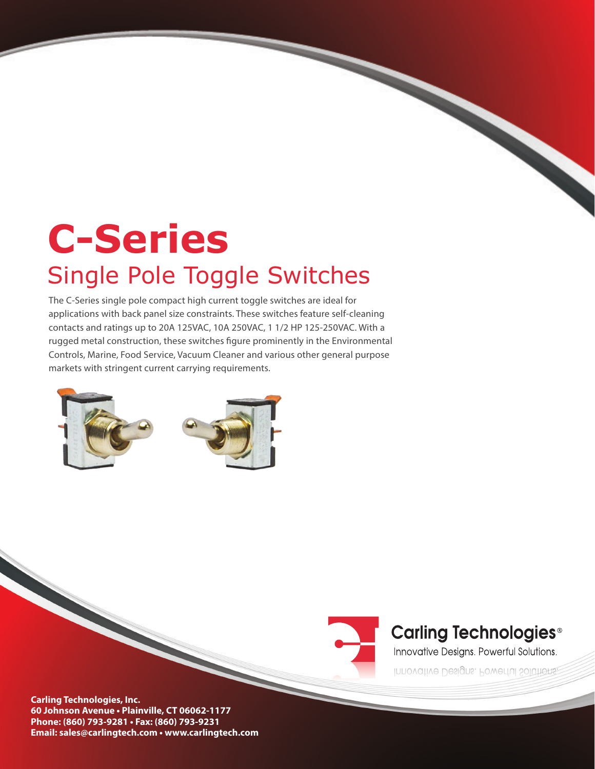# C-Series

## Single Pole Toggle Switches

The C-Series single pole compact high current toggle switches are ideal for applications with back panel size constraints. These switches feature self-cleaning contacts and ratings up to 20A 125VAC, 10A 250VAC, 1 1/2 HP 125-250VAC. With a rugged metal construction, these switches figure prominently in the Environmental Controls, Marine, Food Service, Vacuum Cleaner and various other general purpose markets with stringent current carrying requirements.

Carling Technologies®

Innovative Designs. Powerful Solutions.

**Carling Technologies, Inc.**
**60 Johnson Avenue • Plainville, CT 06062-1177**
**Phone: (860) 793-9281 • Fax: (860) 793-9231**
**Email: sales@carlingtech.com • www.carlingtech.com**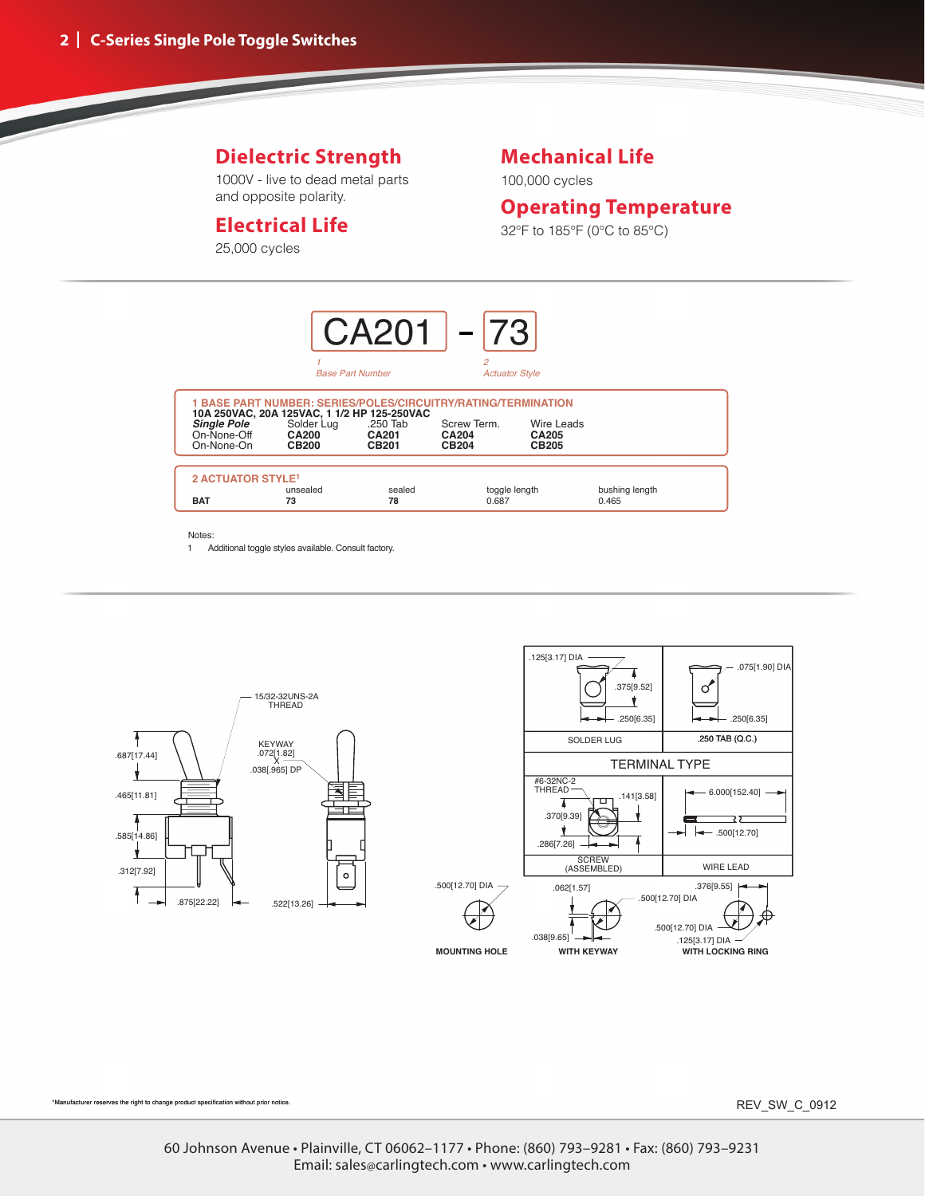## Dielectric Strength

1000V - live to dead metal parts and opposite polarity.

## Electrical Life

25,000 cycles

## Mechanical Life

100,000 cycles

## Operating Temperature

32°F to 185°F (0°C to 85°C)

CA201 - 73

*1 Base Part Number* — *2 Actuator Style*

**1 BASE PART NUMBER: SERIES/POLES/CIRCUITRY/RATING/TERMINATION**

**10A 250VAC, 20A 125VAC, 1 1/2 HP 125-250VAC**

| ***Single Pole*** | Solder Lug | .250 Tab | Screw Term. | Wire Leads |
|---|---|---|---|---|
| On-None-Off | **CA200** | **CA201** | **CA204** | **CA205** |
| On-None-On | **CB200** | **CB201** | **CB204** | **CB205** |

**2 ACTUATOR STYLE[1]**

| | unsealed | sealed | toggle length | bushing length |
|---|---|---|---|---|
| **BAT** | **73** | **78** | 0.687 | 0.465 |

Notes:

1 Additional toggle styles available. Consult factory.

15/32-32UNS-2A THREAD

KEYWAY .072[1.82] X .038[.965] DP

.687[17.44]
.465[11.81]
.585[14.86]
.312[7.92]
.875[22.22]
.522[13.26]

TERMINAL TYPE

SOLDER LUG: .125[3.17] DIA, .375[9.52], .250[6.35]

.250 TAB (Q.C.): .075[1.90] DIA, .250[6.35]

SCREW (ASSEMBLED): #6-32NC-2 THREAD, .141[3.58], .370[9.39], .286[7.26]

WIRE LEAD: 6.000[152.40], .500[12.70]

MOUNTING HOLE: .500[12.70] DIA

WITH KEYWAY: .062[1.57], .038[9.65], .500[12.70] DIA

WITH LOCKING RING: .376[9.55], .500[12.70] DIA, .125[3.17] DIA

*Manufacturer reserves the right to change product specification without prior notice.

REV_SW_C_0912

60 Johnson Avenue • Plainville, CT 06062–1177 • Phone: (860) 793–9281 • Fax: (860) 793–9231
Email: sales@carlingtech.com • www.carlingtech.com